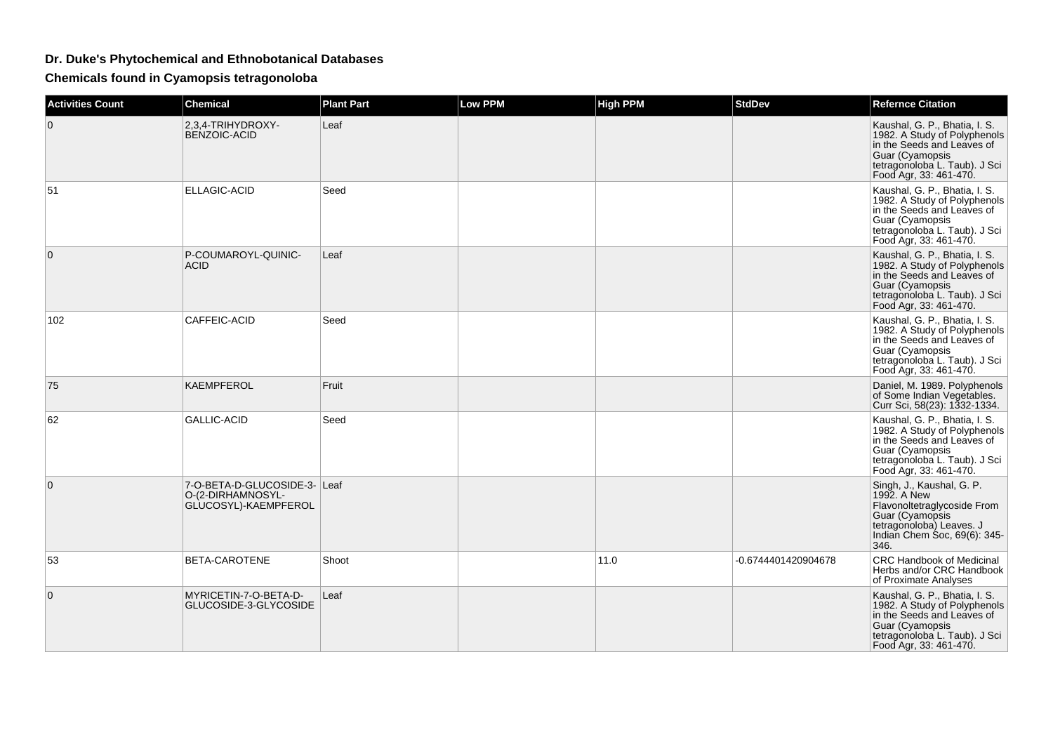## Dr. Duke's Phytochemical and Ethnobotanical Databases

## Chemicals found in Cyamopsis tetragonoloba

| Activities Count | Chemical | Plant Part | Low PPM | High PPM | StdDev | Refernce Citation |
|---|---|---|---|---|---|---|
| 0 | 2,3,4-TRIHYDROXY-BENZOIC-ACID | Leaf | | | | Kaushal, G. P., Bhatia, I. S. 1982. A Study of Polyphenols in the Seeds and Leaves of Guar (Cyamopsis tetragonoloba L. Taub). J Sci Food Agr, 33: 461-470. |
| 51 | ELLAGIC-ACID | Seed | | | | Kaushal, G. P., Bhatia, I. S. 1982. A Study of Polyphenols in the Seeds and Leaves of Guar (Cyamopsis tetragonoloba L. Taub). J Sci Food Agr, 33: 461-470. |
| 0 | P-COUMAROYL-QUINIC-ACID | Leaf | | | | Kaushal, G. P., Bhatia, I. S. 1982. A Study of Polyphenols in the Seeds and Leaves of Guar (Cyamopsis tetragonoloba L. Taub). J Sci Food Agr, 33: 461-470. |
| 102 | CAFFEIC-ACID | Seed | | | | Kaushal, G. P., Bhatia, I. S. 1982. A Study of Polyphenols in the Seeds and Leaves of Guar (Cyamopsis tetragonoloba L. Taub). J Sci Food Agr, 33: 461-470. |
| 75 | KAEMPFEROL | Fruit | | | | Daniel, M. 1989. Polyphenols of Some Indian Vegetables. Curr Sci, 58(23): 1332-1334. |
| 62 | GALLIC-ACID | Seed | | | | Kaushal, G. P., Bhatia, I. S. 1982. A Study of Polyphenols in the Seeds and Leaves of Guar (Cyamopsis tetragonoloba L. Taub). J Sci Food Agr, 33: 461-470. |
| 0 | 7-O-BETA-D-GLUCOSIDE-3-O-(2-DIRHAMNOSYL-GLUCOSYL)-KAEMPFEROL | Leaf | | | | Singh, J., Kaushal, G. P. 1992. A New Flavonoltetraglycoside From Guar (Cyamopsis tetragonoloba) Leaves. J Indian Chem Soc, 69(6): 345-346. |
| 53 | BETA-CAROTENE | Shoot | | 11.0 | -0.6744401420904678 | CRC Handbook of Medicinal Herbs and/or CRC Handbook of Proximate Analyses |
| 0 | MYRICETIN-7-O-BETA-D-GLUCOSIDE-3-GLYCOSIDE | Leaf | | | | Kaushal, G. P., Bhatia, I. S. 1982. A Study of Polyphenols in the Seeds and Leaves of Guar (Cyamopsis tetragonoloba L. Taub). J Sci Food Agr, 33: 461-470. |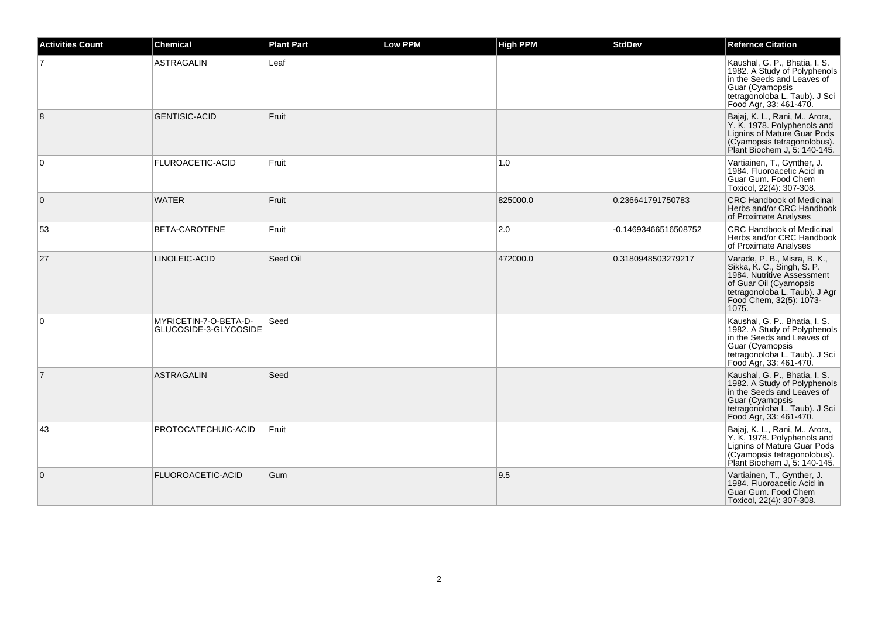| Activities Count | Chemical | Plant Part | Low PPM | High PPM | StdDev | Refernce Citation |
|---|---|---|---|---|---|---|
| 7 | ASTRAGALIN | Leaf | | | | Kaushal, G. P., Bhatia, I. S. 1982. A Study of Polyphenols in the Seeds and Leaves of Guar (Cyamopsis tetragonoloba L. Taub). J Sci Food Agr, 33: 461-470. |
| 8 | GENTISIC-ACID | Fruit | | | | Bajaj, K. L., Rani, M., Arora, Y. K. 1978. Polyphenols and Lignins of Mature Guar Pods (Cyamopsis tetragonolobus). Plant Biochem J, 5: 140-145. |
| 0 | FLUROACETIC-ACID | Fruit | | 1.0 | | Vartiainen, T., Gynther, J. 1984. Fluoroacetic Acid in Guar Gum. Food Chem Toxicol, 22(4): 307-308. |
| 0 | WATER | Fruit | | 825000.0 | 0.236641791750783 | CRC Handbook of Medicinal Herbs and/or CRC Handbook of Proximate Analyses |
| 53 | BETA-CAROTENE | Fruit | | 2.0 | -0.14693466516508752 | CRC Handbook of Medicinal Herbs and/or CRC Handbook of Proximate Analyses |
| 27 | LINOLEIC-ACID | Seed Oil | | 472000.0 | 0.3180948503279217 | Varade, P. B., Misra, B. K., Sikka, K. C., Singh, S. P. 1984. Nutritive Assessment of Guar Oil (Cyamopsis tetragonoloba L. Taub). J Agr Food Chem, 32(5): 1073-1075. |
| 0 | MYRICETIN-7-O-BETA-D-GLUCOSIDE-3-GLYCOSIDE | Seed | | | | Kaushal, G. P., Bhatia, I. S. 1982. A Study of Polyphenols in the Seeds and Leaves of Guar (Cyamopsis tetragonoloba L. Taub). J Sci Food Agr, 33: 461-470. |
| 7 | ASTRAGALIN | Seed | | | | Kaushal, G. P., Bhatia, I. S. 1982. A Study of Polyphenols in the Seeds and Leaves of Guar (Cyamopsis tetragonoloba L. Taub). J Sci Food Agr, 33: 461-470. |
| 43 | PROTOCATECHUIC-ACID | Fruit | | | | Bajaj, K. L., Rani, M., Arora, Y. K. 1978. Polyphenols and Lignins of Mature Guar Pods (Cyamopsis tetragonolobus). Plant Biochem J, 5: 140-145. |
| 0 | FLUOROACETIC-ACID | Gum | | 9.5 | | Vartiainen, T., Gynther, J. 1984. Fluoroacetic Acid in Guar Gum. Food Chem Toxicol, 22(4): 307-308. |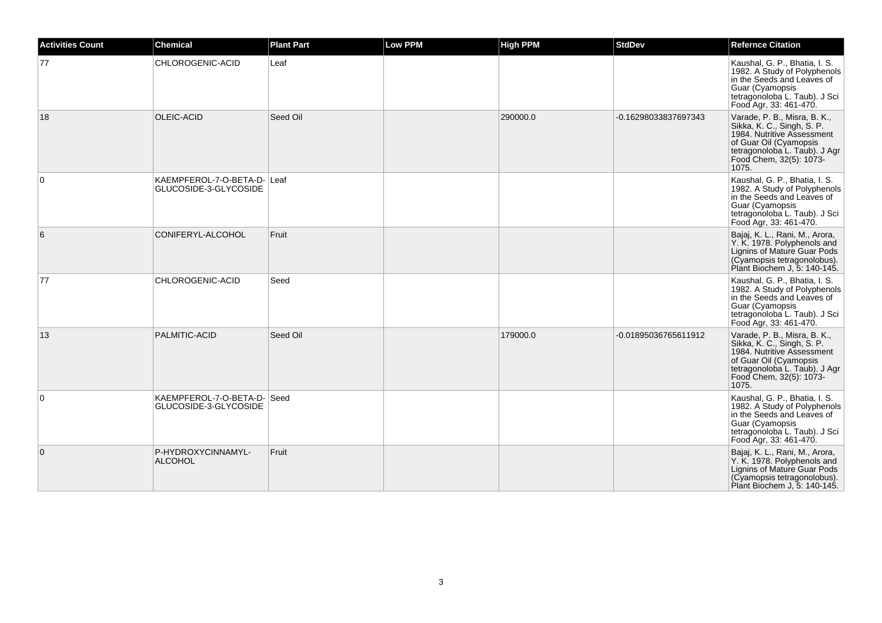| Activities Count | Chemical | Plant Part | Low PPM | High PPM | StdDev | Refernce Citation |
|---|---|---|---|---|---|---|
| 77 | CHLOROGENIC-ACID | Leaf | | | | Kaushal, G. P., Bhatia, I. S. 1982. A Study of Polyphenols in the Seeds and Leaves of Guar (Cyamopsis tetragonoloba L. Taub). J Sci Food Agr, 33: 461-470. |
| 18 | OLEIC-ACID | Seed Oil | | 290000.0 | -0.16298033837697343 | Varade, P. B., Misra, B. K., Sikka, K. C., Singh, S. P. 1984. Nutritive Assessment of Guar Oil (Cyamopsis tetragonoloba L. Taub). J Agr Food Chem, 32(5): 1073-1075. |
| 0 | KAEMPFEROL-7-O-BETA-D-GLUCOSIDE-3-GLYCOSIDE | Leaf | | | | Kaushal, G. P., Bhatia, I. S. 1982. A Study of Polyphenols in the Seeds and Leaves of Guar (Cyamopsis tetragonoloba L. Taub). J Sci Food Agr, 33: 461-470. |
| 6 | CONIFERYL-ALCOHOL | Fruit | | | | Bajaj, K. L., Rani, M., Arora, Y. K. 1978. Polyphenols and Lignins of Mature Guar Pods (Cyamopsis tetragonolobus). Plant Biochem J, 5: 140-145. |
| 77 | CHLOROGENIC-ACID | Seed | | | | Kaushal, G. P., Bhatia, I. S. 1982. A Study of Polyphenols in the Seeds and Leaves of Guar (Cyamopsis tetragonoloba L. Taub). J Sci Food Agr, 33: 461-470. |
| 13 | PALMITIC-ACID | Seed Oil | | 179000.0 | -0.01895036765611912 | Varade, P. B., Misra, B. K., Sikka, K. C., Singh, S. P. 1984. Nutritive Assessment of Guar Oil (Cyamopsis tetragonoloba L. Taub). J Agr Food Chem, 32(5): 1073-1075. |
| 0 | KAEMPFEROL-7-O-BETA-D-GLUCOSIDE-3-GLYCOSIDE | Seed | | | | Kaushal, G. P., Bhatia, I. S. 1982. A Study of Polyphenols in the Seeds and Leaves of Guar (Cyamopsis tetragonoloba L. Taub). J Sci Food Agr, 33: 461-470. |
| 0 | P-HYDROXYCINNAMYL-ALCOHOL | Fruit | | | | Bajaj, K. L., Rani, M., Arora, Y. K. 1978. Polyphenols and Lignins of Mature Guar Pods (Cyamopsis tetragonolobus). Plant Biochem J, 5: 140-145. |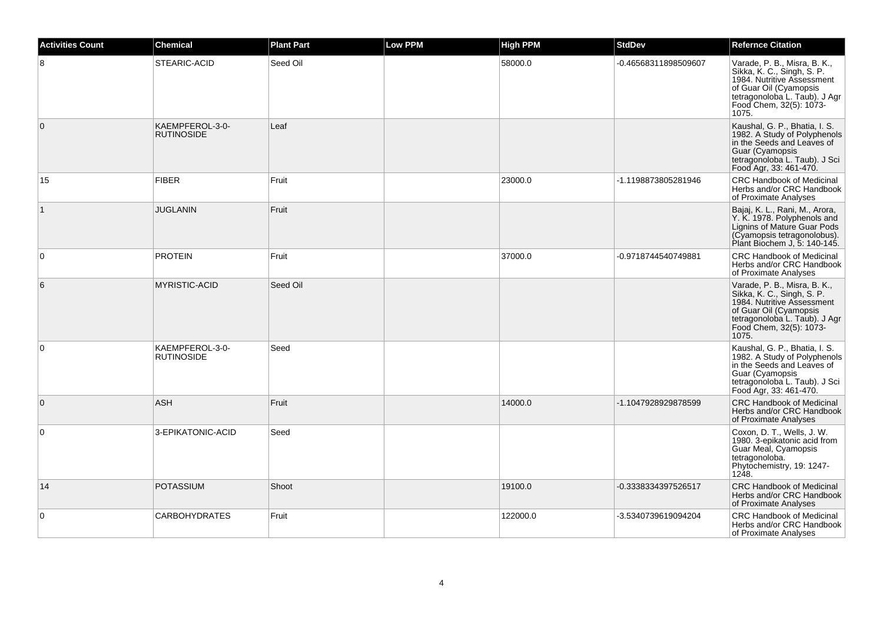| Activities Count | Chemical | Plant Part | Low PPM | High PPM | StdDev | Refernce Citation |
|---|---|---|---|---|---|---|
| 8 | STEARIC-ACID | Seed Oil | | 58000.0 | -0.46568311898509607 | Varade, P. B., Misra, B. K., Sikka, K. C., Singh, S. P. 1984. Nutritive Assessment of Guar Oil (Cyamopsis tetragonoloba L. Taub). J Agr Food Chem, 32(5): 1073-1075. |
| 0 | KAEMPFEROL-3-0-RUTINOSIDE | Leaf | | | | Kaushal, G. P., Bhatia, I. S. 1982. A Study of Polyphenols in the Seeds and Leaves of Guar (Cyamopsis tetragonoloba L. Taub). J Sci Food Agr, 33: 461-470. |
| 15 | FIBER | Fruit | | 23000.0 | -1.1198873805281946 | CRC Handbook of Medicinal Herbs and/or CRC Handbook of Proximate Analyses |
| 1 | JUGLANIN | Fruit | | | | Bajaj, K. L., Rani, M., Arora, Y. K. 1978. Polyphenols and Lignins of Mature Guar Pods (Cyamopsis tetragonolobus). Plant Biochem J, 5: 140-145. |
| 0 | PROTEIN | Fruit | | 37000.0 | -0.9718744540749881 | CRC Handbook of Medicinal Herbs and/or CRC Handbook of Proximate Analyses |
| 6 | MYRISTIC-ACID | Seed Oil | | | | Varade, P. B., Misra, B. K., Sikka, K. C., Singh, S. P. 1984. Nutritive Assessment of Guar Oil (Cyamopsis tetragonoloba L. Taub). J Agr Food Chem, 32(5): 1073-1075. |
| 0 | KAEMPFEROL-3-0-RUTINOSIDE | Seed | | | | Kaushal, G. P., Bhatia, I. S. 1982. A Study of Polyphenols in the Seeds and Leaves of Guar (Cyamopsis tetragonoloba L. Taub). J Sci Food Agr, 33: 461-470. |
| 0 | ASH | Fruit | | 14000.0 | -1.1047928929878599 | CRC Handbook of Medicinal Herbs and/or CRC Handbook of Proximate Analyses |
| 0 | 3-EPIKATONIC-ACID | Seed | | | | Coxon, D. T., Wells, J. W. 1980. 3-epikatonic acid from Guar Meal, Cyamopsis tetragonoloba. Phytochemistry, 19: 1247-1248. |
| 14 | POTASSIUM | Shoot | | 19100.0 | -0.3338334397526517 | CRC Handbook of Medicinal Herbs and/or CRC Handbook of Proximate Analyses |
| 0 | CARBOHYDRATES | Fruit | | 122000.0 | -3.5340739619094204 | CRC Handbook of Medicinal Herbs and/or CRC Handbook of Proximate Analyses |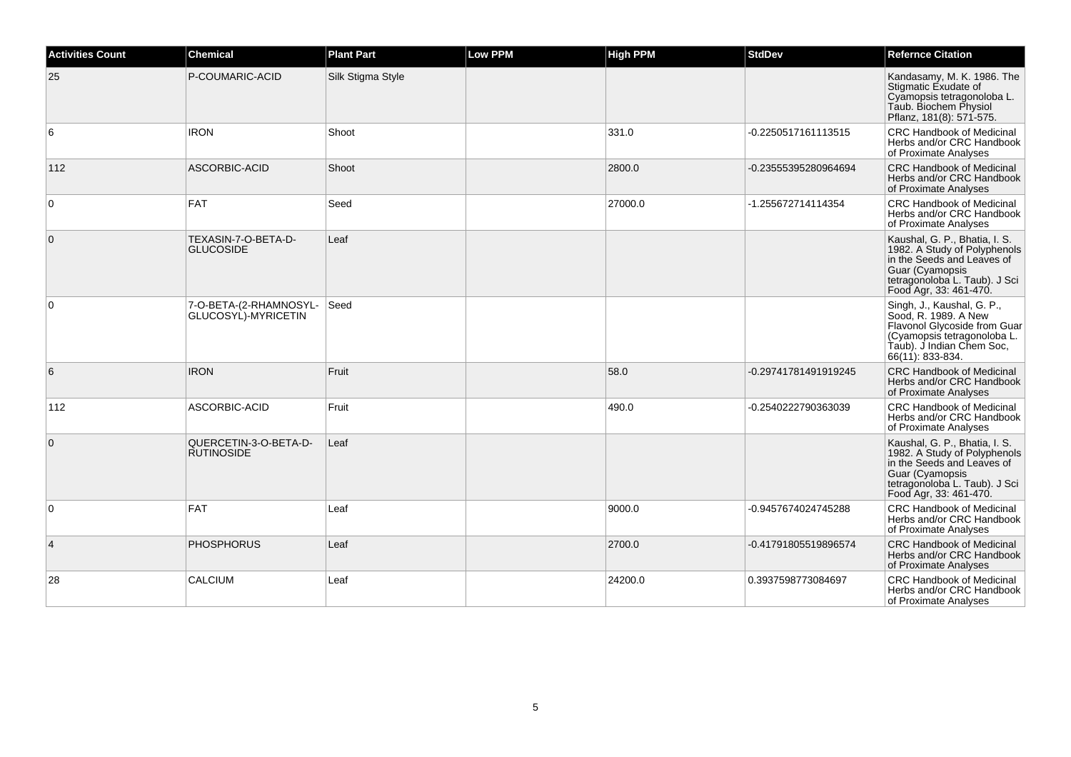| Activities Count | Chemical | Plant Part | Low PPM | High PPM | StdDev | Refernce Citation |
| --- | --- | --- | --- | --- | --- | --- |
| 25 | P-COUMARIC-ACID | Silk Stigma Style | | | | Kandasamy, M. K. 1986. The Stigmatic Exudate of Cyamopsis tetragonoloba L. Taub. Biochem Physiol Pflanz, 181(8): 571-575. |
| 6 | IRON | Shoot | | 331.0 | -0.2250517161113515 | CRC Handbook of Medicinal Herbs and/or CRC Handbook of Proximate Analyses |
| 112 | ASCORBIC-ACID | Shoot | | 2800.0 | -0.23555395280964694 | CRC Handbook of Medicinal Herbs and/or CRC Handbook of Proximate Analyses |
| 0 | FAT | Seed | | 27000.0 | -1.255672714114354 | CRC Handbook of Medicinal Herbs and/or CRC Handbook of Proximate Analyses |
| 0 | TEXASIN-7-O-BETA-D-GLUCOSIDE | Leaf | | | | Kaushal, G. P., Bhatia, I. S. 1982. A Study of Polyphenols in the Seeds and Leaves of Guar (Cyamopsis tetragonoloba L. Taub). J Sci Food Agr, 33: 461-470. |
| 0 | 7-O-BETA-(2-RHAMNOSYL-GLUCOSYL)-MYRICETIN | Seed | | | | Singh, J., Kaushal, G. P., Sood, R. 1989. A New Flavonol Glycoside from Guar (Cyamopsis tetragonoloba L. Taub). J Indian Chem Soc, 66(11): 833-834. |
| 6 | IRON | Fruit | | 58.0 | -0.29741781491919245 | CRC Handbook of Medicinal Herbs and/or CRC Handbook of Proximate Analyses |
| 112 | ASCORBIC-ACID | Fruit | | 490.0 | -0.2540222790363039 | CRC Handbook of Medicinal Herbs and/or CRC Handbook of Proximate Analyses |
| 0 | QUERCETIN-3-O-BETA-D-RUTINOSIDE | Leaf | | | | Kaushal, G. P., Bhatia, I. S. 1982. A Study of Polyphenols in the Seeds and Leaves of Guar (Cyamopsis tetragonoloba L. Taub). J Sci Food Agr, 33: 461-470. |
| 0 | FAT | Leaf | | 9000.0 | -0.9457674024745288 | CRC Handbook of Medicinal Herbs and/or CRC Handbook of Proximate Analyses |
| 4 | PHOSPHORUS | Leaf | | 2700.0 | -0.41791805519896574 | CRC Handbook of Medicinal Herbs and/or CRC Handbook of Proximate Analyses |
| 28 | CALCIUM | Leaf | | 24200.0 | 0.3937598773084697 | CRC Handbook of Medicinal Herbs and/or CRC Handbook of Proximate Analyses |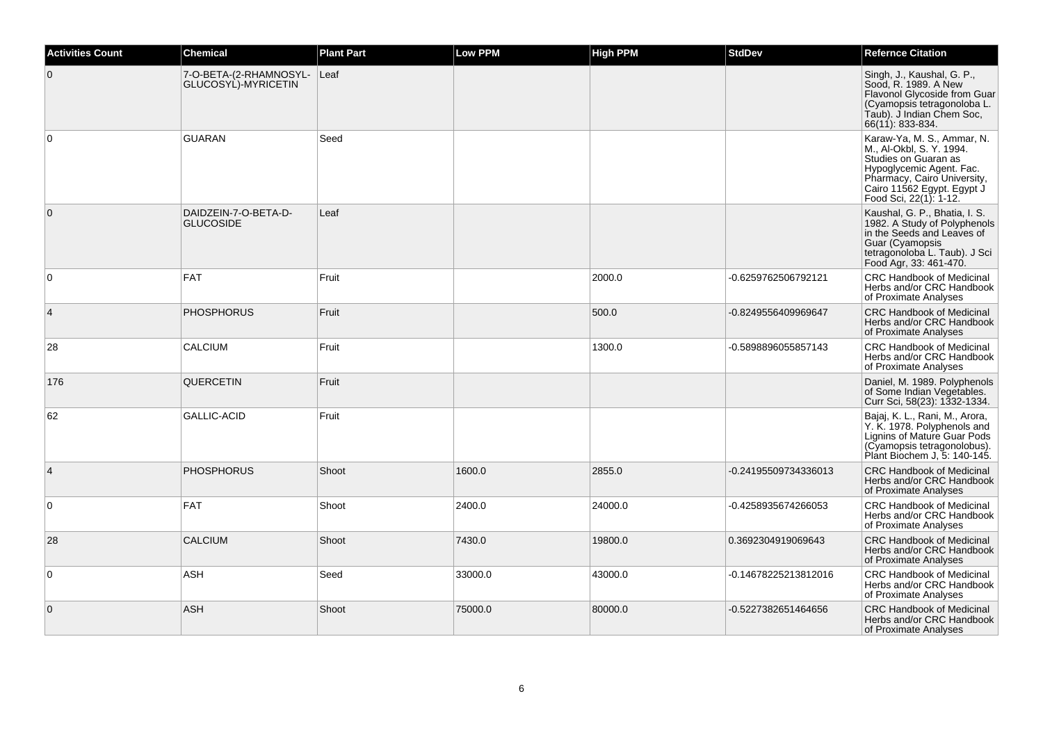| Activities Count | Chemical | Plant Part | Low PPM | High PPM | StdDev | Refernce Citation |
|---|---|---|---|---|---|---|
| 0 | 7-O-BETA-(2-RHAMNOSYL-GLUCOSYL)-MYRICETIN | Leaf | | | | Singh, J., Kaushal, G. P., Sood, R. 1989. A New Flavonol Glycoside from Guar (Cyamopsis tetragonoloba L. Taub). J Indian Chem Soc, 66(11): 833-834. |
| 0 | GUARAN | Seed | | | | Karaw-Ya, M. S., Ammar, N. M., Al-Okbl, S. Y. 1994. Studies on Guaran as Hypoglycemic Agent. Fac. Pharmacy, Cairo University, Cairo 11562 Egypt. Egypt J Food Sci, 22(1): 1-12. |
| 0 | DAIDZEIN-7-O-BETA-D-GLUCOSIDE | Leaf | | | | Kaushal, G. P., Bhatia, I. S. 1982. A Study of Polyphenols in the Seeds and Leaves of Guar (Cyamopsis tetragonoloba L. Taub). J Sci Food Agr, 33: 461-470. |
| 0 | FAT | Fruit | | 2000.0 | -0.6259762506792121 | CRC Handbook of Medicinal Herbs and/or CRC Handbook of Proximate Analyses |
| 4 | PHOSPHORUS | Fruit | | 500.0 | -0.8249556409969647 | CRC Handbook of Medicinal Herbs and/or CRC Handbook of Proximate Analyses |
| 28 | CALCIUM | Fruit | | 1300.0 | -0.5898896055857143 | CRC Handbook of Medicinal Herbs and/or CRC Handbook of Proximate Analyses |
| 176 | QUERCETIN | Fruit | | | | Daniel, M. 1989. Polyphenols of Some Indian Vegetables. Curr Sci, 58(23): 1332-1334. |
| 62 | GALLIC-ACID | Fruit | | | | Bajaj, K. L., Rani, M., Arora, Y. K. 1978. Polyphenols and Lignins of Mature Guar Pods (Cyamopsis tetragonolobus). Plant Biochem J, 5: 140-145. |
| 4 | PHOSPHORUS | Shoot | 1600.0 | 2855.0 | -0.24195509734336013 | CRC Handbook of Medicinal Herbs and/or CRC Handbook of Proximate Analyses |
| 0 | FAT | Shoot | 2400.0 | 24000.0 | -0.4258935674266053 | CRC Handbook of Medicinal Herbs and/or CRC Handbook of Proximate Analyses |
| 28 | CALCIUM | Shoot | 7430.0 | 19800.0 | 0.3692304919069643 | CRC Handbook of Medicinal Herbs and/or CRC Handbook of Proximate Analyses |
| 0 | ASH | Seed | 33000.0 | 43000.0 | -0.14678225213812016 | CRC Handbook of Medicinal Herbs and/or CRC Handbook of Proximate Analyses |
| 0 | ASH | Shoot | 75000.0 | 80000.0 | -0.5227382651464656 | CRC Handbook of Medicinal Herbs and/or CRC Handbook of Proximate Analyses |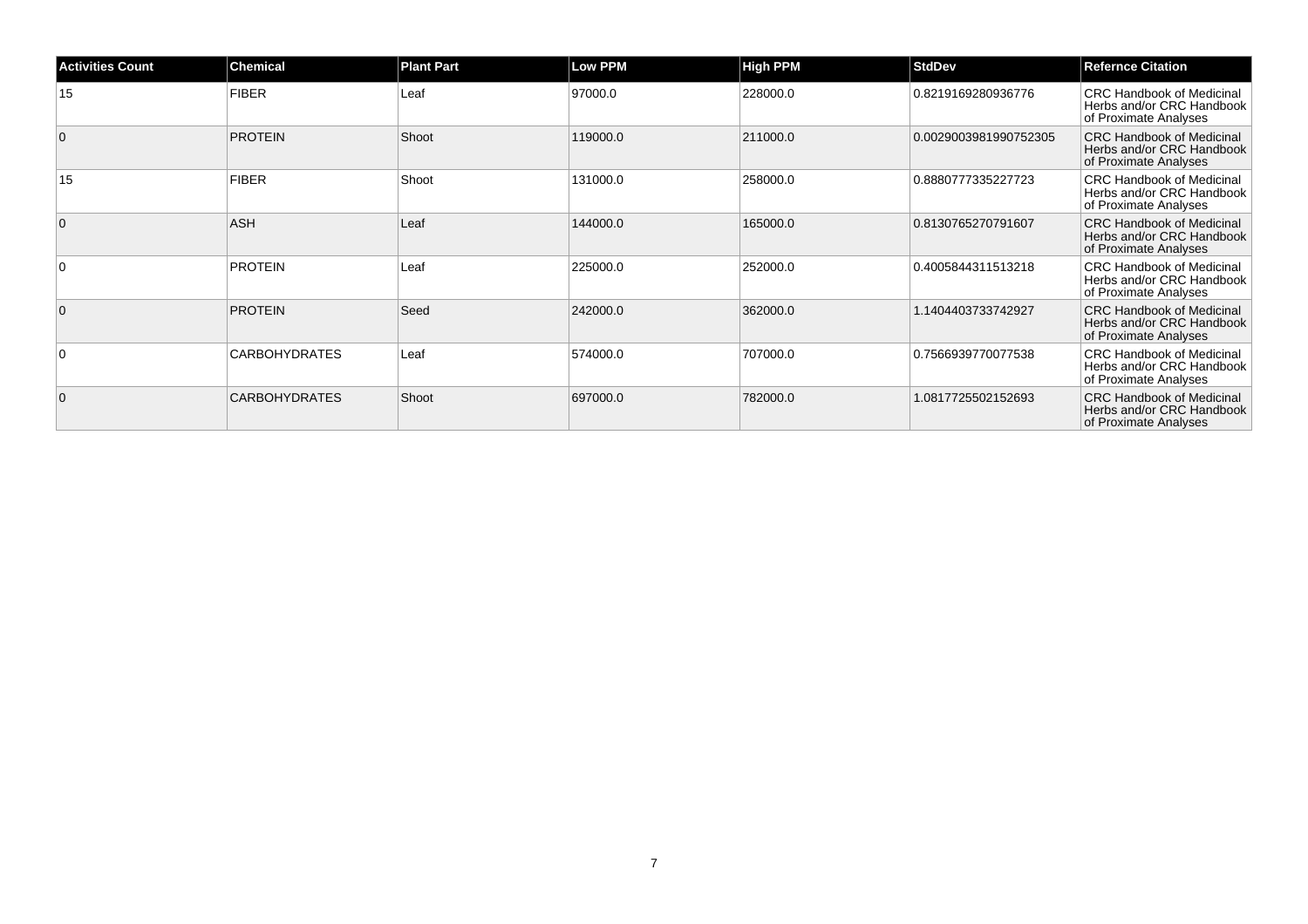| Activities Count | Chemical | Plant Part | Low PPM | High PPM | StdDev | Refernce Citation |
|---|---|---|---|---|---|---|
| 15 | FIBER | Leaf | 97000.0 | 228000.0 | 0.8219169280936776 | CRC Handbook of Medicinal Herbs and/or CRC Handbook of Proximate Analyses |
| 0 | PROTEIN | Shoot | 119000.0 | 211000.0 | 0.0029003981990752305 | CRC Handbook of Medicinal Herbs and/or CRC Handbook of Proximate Analyses |
| 15 | FIBER | Shoot | 131000.0 | 258000.0 | 0.8880777335227723 | CRC Handbook of Medicinal Herbs and/or CRC Handbook of Proximate Analyses |
| 0 | ASH | Leaf | 144000.0 | 165000.0 | 0.8130765270791607 | CRC Handbook of Medicinal Herbs and/or CRC Handbook of Proximate Analyses |
| 0 | PROTEIN | Leaf | 225000.0 | 252000.0 | 0.4005844311513218 | CRC Handbook of Medicinal Herbs and/or CRC Handbook of Proximate Analyses |
| 0 | PROTEIN | Seed | 242000.0 | 362000.0 | 1.1404403733742927 | CRC Handbook of Medicinal Herbs and/or CRC Handbook of Proximate Analyses |
| 0 | CARBOHYDRATES | Leaf | 574000.0 | 707000.0 | 0.7566939770077538 | CRC Handbook of Medicinal Herbs and/or CRC Handbook of Proximate Analyses |
| 0 | CARBOHYDRATES | Shoot | 697000.0 | 782000.0 | 1.0817725502152693 | CRC Handbook of Medicinal Herbs and/or CRC Handbook of Proximate Analyses |